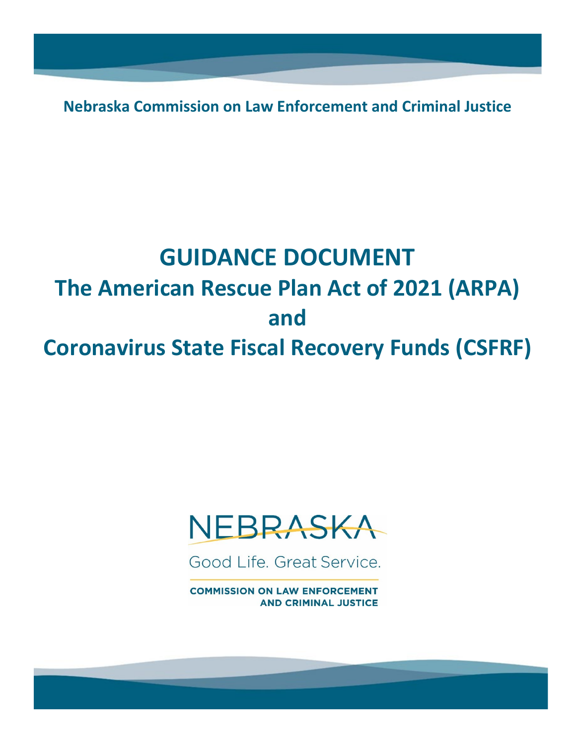**Nebraska Commission on Law Enforcement and Criminal Justice**

# GUIDANCE DOCUMENT
# The American Rescue Plan Act of 2021 (ARPA)
# and
# Coronavirus State Fiscal Recovery Funds (CSFRF)

NEBRASKA

Good Life. Great Service.

COMMISSION ON LAW ENFORCEMENT AND CRIMINAL JUSTICE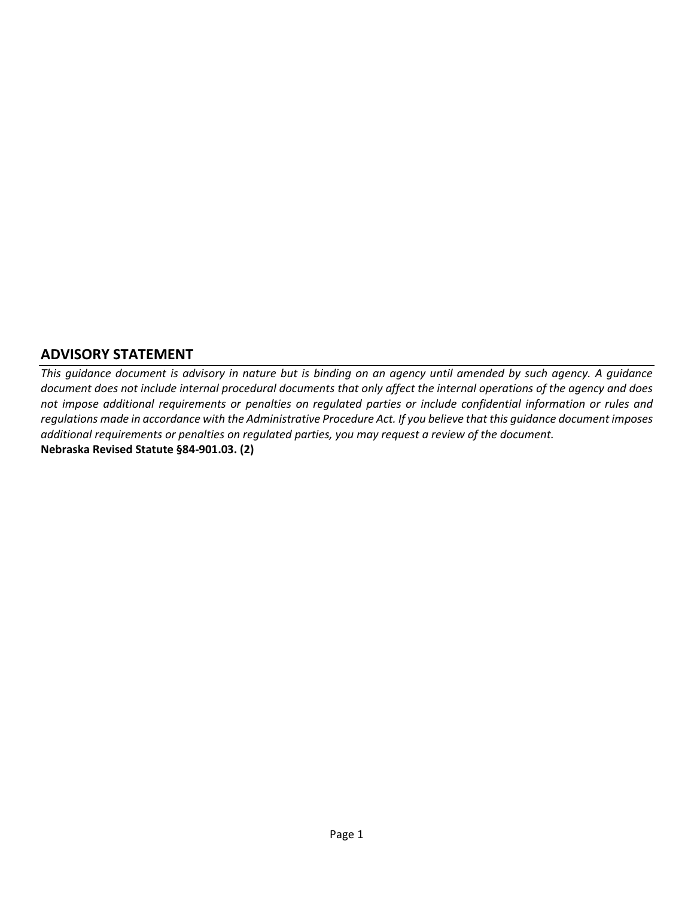## ADVISORY STATEMENT

*This guidance document is advisory in nature but is binding on an agency until amended by such agency. A guidance document does not include internal procedural documents that only affect the internal operations of the agency and does not impose additional requirements or penalties on regulated parties or include confidential information or rules and regulations made in accordance with the Administrative Procedure Act. If you believe that this guidance document imposes additional requirements or penalties on regulated parties, you may request a review of the document.*

**Nebraska Revised Statute §84-901.03. (2)**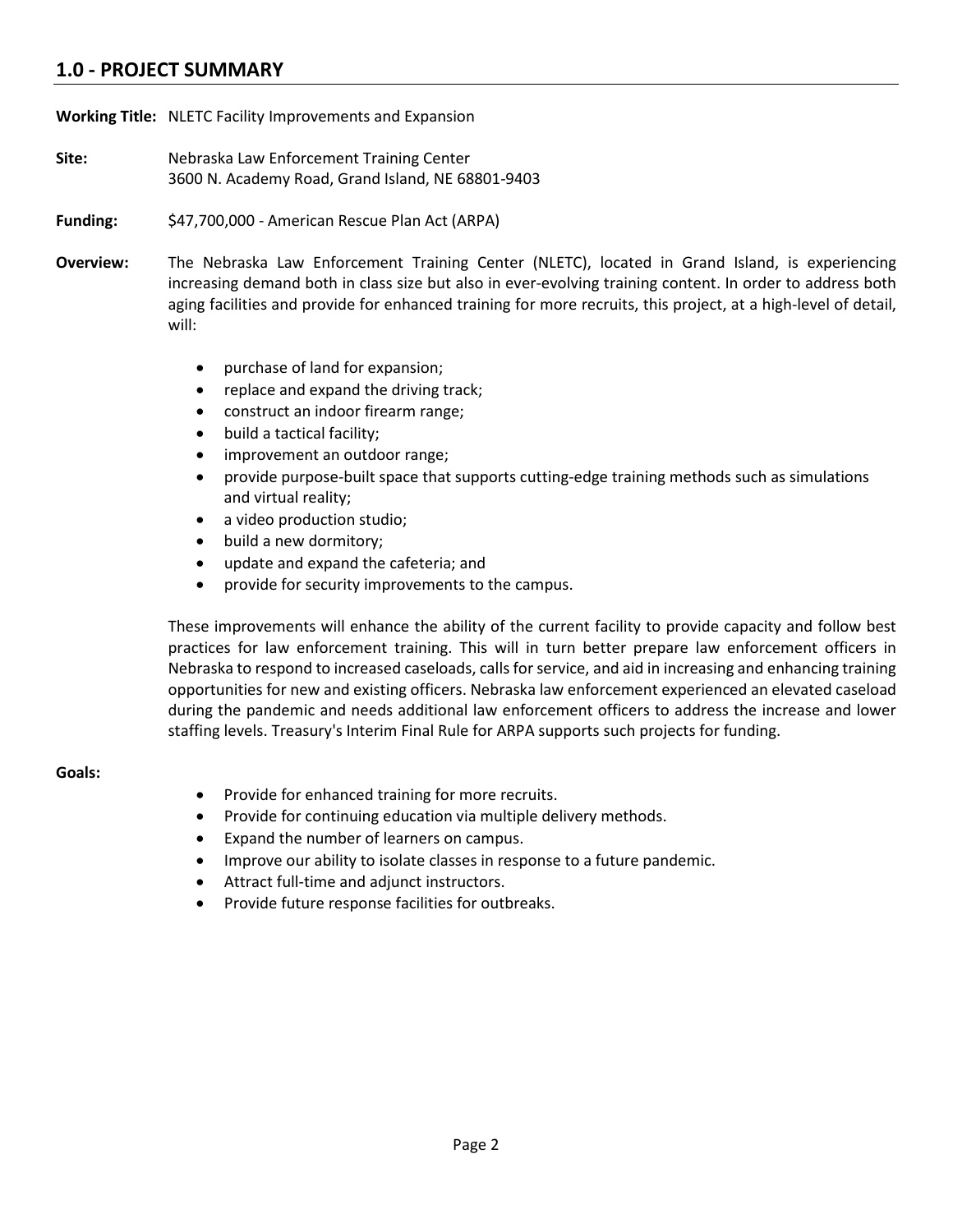## 1.0 - PROJECT SUMMARY

**Working Title:** NLETC Facility Improvements and Expansion

**Site:** Nebraska Law Enforcement Training Center
3600 N. Academy Road, Grand Island, NE 68801-9403

**Funding:** $47,700,000 - American Rescue Plan Act (ARPA)

**Overview:** The Nebraska Law Enforcement Training Center (NLETC), located in Grand Island, is experiencing increasing demand both in class size but also in ever-evolving training content. In order to address both aging facilities and provide for enhanced training for more recruits, this project, at a high-level of detail, will:

- purchase of land for expansion;
- replace and expand the driving track;
- construct an indoor firearm range;
- build a tactical facility;
- improvement an outdoor range;
- provide purpose-built space that supports cutting-edge training methods such as simulations and virtual reality;
- a video production studio;
- build a new dormitory;
- update and expand the cafeteria; and
- provide for security improvements to the campus.

These improvements will enhance the ability of the current facility to provide capacity and follow best practices for law enforcement training. This will in turn better prepare law enforcement officers in Nebraska to respond to increased caseloads, calls for service, and aid in increasing and enhancing training opportunities for new and existing officers. Nebraska law enforcement experienced an elevated caseload during the pandemic and needs additional law enforcement officers to address the increase and lower staffing levels. Treasury's Interim Final Rule for ARPA supports such projects for funding.

**Goals:**

- Provide for enhanced training for more recruits.
- Provide for continuing education via multiple delivery methods.
- Expand the number of learners on campus.
- Improve our ability to isolate classes in response to a future pandemic.
- Attract full-time and adjunct instructors.
- Provide future response facilities for outbreaks.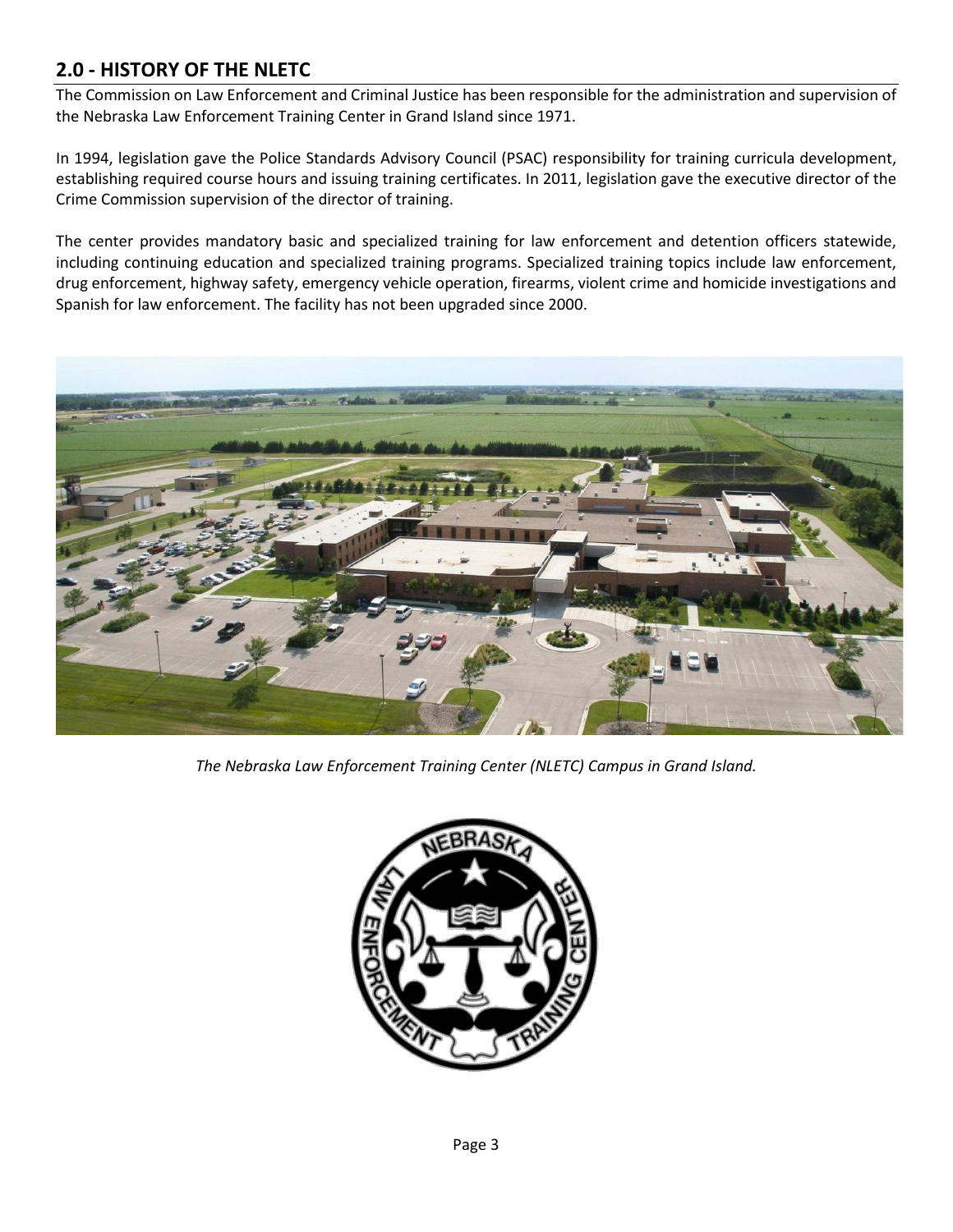## 2.0 - HISTORY OF THE NLETC

The Commission on Law Enforcement and Criminal Justice has been responsible for the administration and supervision of the Nebraska Law Enforcement Training Center in Grand Island since 1971.

In 1994, legislation gave the Police Standards Advisory Council (PSAC) responsibility for training curricula development, establishing required course hours and issuing training certificates. In 2011, legislation gave the executive director of the Crime Commission supervision of the director of training.

The center provides mandatory basic and specialized training for law enforcement and detention officers statewide, including continuing education and specialized training programs. Specialized training topics include law enforcement, drug enforcement, highway safety, emergency vehicle operation, firearms, violent crime and homicide investigations and Spanish for law enforcement. The facility has not been upgraded since 2000.

*The Nebraska Law Enforcement Training Center (NLETC) Campus in Grand Island.*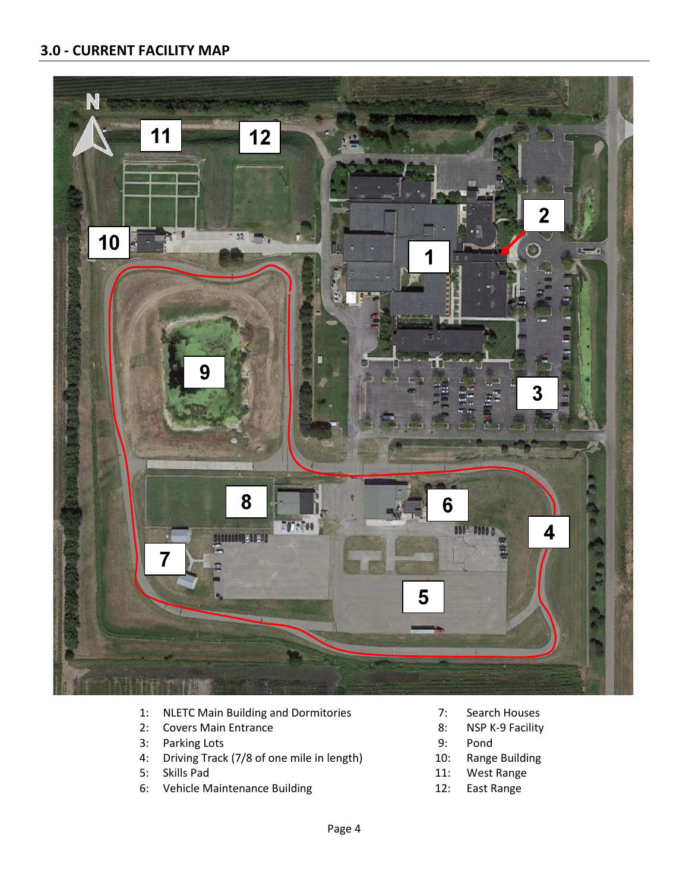## 3.0 - CURRENT FACILITY MAP

1: NLETC Main Building and Dormitories
2: Covers Main Entrance
3: Parking Lots
4: Driving Track (7/8 of one mile in length)
5: Skills Pad
6: Vehicle Maintenance Building
7: Search Houses
8: NSP K-9 Facility
9: Pond
10: Range Building
11: West Range
12: East Range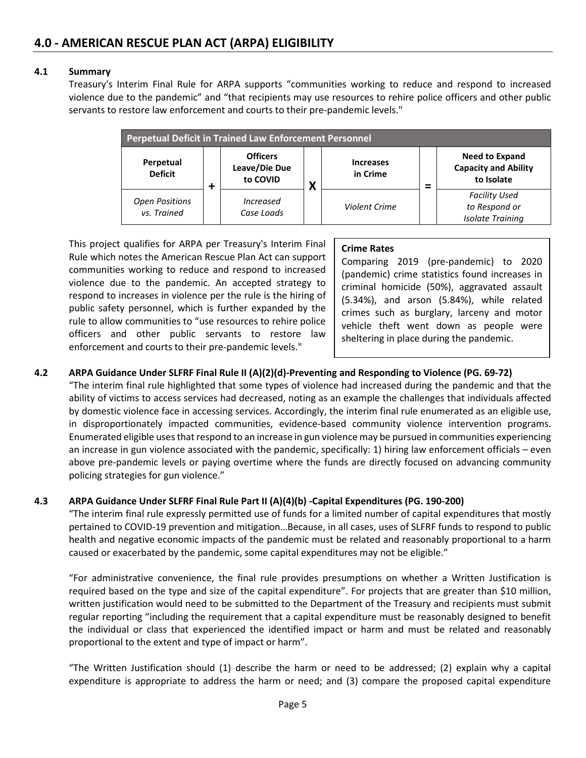## 4.0 - AMERICAN RESCUE PLAN ACT (ARPA) ELIGIBILITY

### 4.1 Summary

Treasury's Interim Final Rule for ARPA supports "communities working to reduce and respond to increased violence due to the pandemic" and "that recipients may use resources to rehire police officers and other public servants to restore law enforcement and courts to their pre-pandemic levels."

| Perpetual Deficit in Trained Law Enforcement Personnel | | | | | | |
|---|---|---|---|---|---|---|
| **Perpetual Deficit** | + | **Officers Leave/Die Due to COVID** | X | **Increases in Crime** | = | **Need to Expand Capacity and Ability to Isolate** |
| *Open Positions vs. Trained* | | *Increased Case Loads* | | *Violent Crime* | | *Facility Used to Respond or Isolate Training* |

This project qualifies for ARPA per Treasury's Interim Final Rule which notes the American Rescue Plan Act can support communities working to reduce and respond to increased violence due to the pandemic. An accepted strategy to respond to increases in violence per the rule is the hiring of public safety personnel, which is further expanded by the rule to allow communities to "use resources to rehire police officers and other public servants to restore law enforcement and courts to their pre-pandemic levels."

**Crime Rates**

Comparing 2019 (pre-pandemic) to 2020 (pandemic) crime statistics found increases in criminal homicide (50%), aggravated assault (5.34%), and arson (5.84%), while related crimes such as burglary, larceny and motor vehicle theft went down as people were sheltering in place during the pandemic.

### 4.2 ARPA Guidance Under SLFRF Final Rule II (A)(2)(d)-Preventing and Responding to Violence (PG. 69-72)

"The interim final rule highlighted that some types of violence had increased during the pandemic and that the ability of victims to access services had decreased, noting as an example the challenges that individuals affected by domestic violence face in accessing services. Accordingly, the interim final rule enumerated as an eligible use, in disproportionately impacted communities, evidence-based community violence intervention programs. Enumerated eligible uses that respond to an increase in gun violence may be pursued in communities experiencing an increase in gun violence associated with the pandemic, specifically: 1) hiring law enforcement officials – even above pre-pandemic levels or paying overtime where the funds are directly focused on advancing community policing strategies for gun violence."

### 4.3 ARPA Guidance Under SLFRF Final Rule Part II (A)(4)(b) -Capital Expenditures (PG. 190-200)

"The interim final rule expressly permitted use of funds for a limited number of capital expenditures that mostly pertained to COVID-19 prevention and mitigation…Because, in all cases, uses of SLFRF funds to respond to public health and negative economic impacts of the pandemic must be related and reasonably proportional to a harm caused or exacerbated by the pandemic, some capital expenditures may not be eligible."

"For administrative convenience, the final rule provides presumptions on whether a Written Justification is required based on the type and size of the capital expenditure". For projects that are greater than $10 million, written justification would need to be submitted to the Department of the Treasury and recipients must submit regular reporting "including the requirement that a capital expenditure must be reasonably designed to benefit the individual or class that experienced the identified impact or harm and must be related and reasonably proportional to the extent and type of impact or harm".

"The Written Justification should (1) describe the harm or need to be addressed; (2) explain why a capital expenditure is appropriate to address the harm or need; and (3) compare the proposed capital expenditure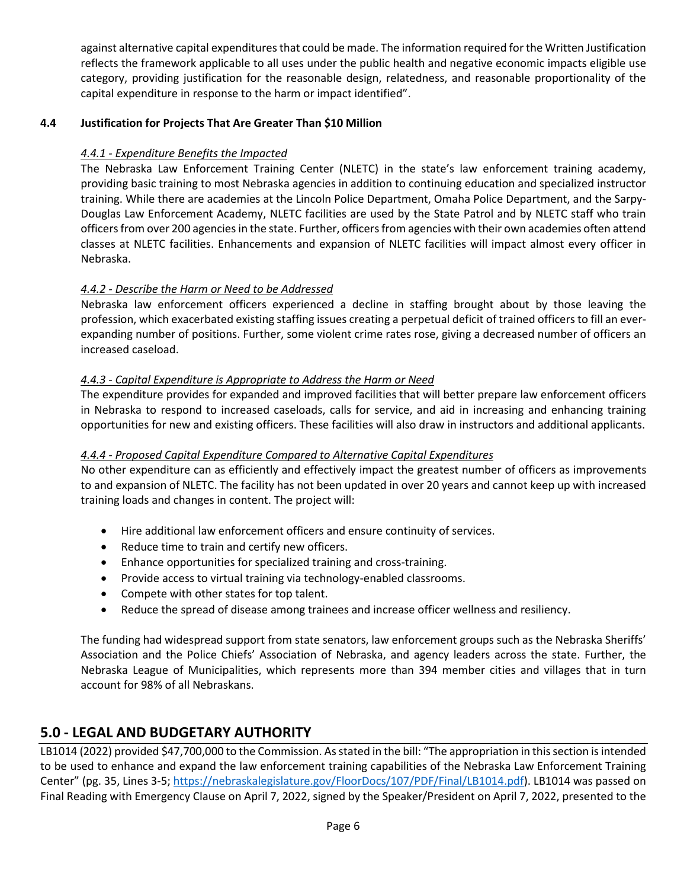against alternative capital expenditures that could be made. The information required for the Written Justification reflects the framework applicable to all uses under the public health and negative economic impacts eligible use category, providing justification for the reasonable design, relatedness, and reasonable proportionality of the capital expenditure in response to the harm or impact identified".

### 4.4 Justification for Projects That Are Greater Than $10 Million

#### *4.4.1 - Expenditure Benefits the Impacted*

The Nebraska Law Enforcement Training Center (NLETC) in the state's law enforcement training academy, providing basic training to most Nebraska agencies in addition to continuing education and specialized instructor training. While there are academies at the Lincoln Police Department, Omaha Police Department, and the Sarpy-Douglas Law Enforcement Academy, NLETC facilities are used by the State Patrol and by NLETC staff who train officers from over 200 agencies in the state. Further, officers from agencies with their own academies often attend classes at NLETC facilities. Enhancements and expansion of NLETC facilities will impact almost every officer in Nebraska.

#### *4.4.2 - Describe the Harm or Need to be Addressed*

Nebraska law enforcement officers experienced a decline in staffing brought about by those leaving the profession, which exacerbated existing staffing issues creating a perpetual deficit of trained officers to fill an ever-expanding number of positions. Further, some violent crime rates rose, giving a decreased number of officers an increased caseload.

#### *4.4.3 - Capital Expenditure is Appropriate to Address the Harm or Need*

The expenditure provides for expanded and improved facilities that will better prepare law enforcement officers in Nebraska to respond to increased caseloads, calls for service, and aid in increasing and enhancing training opportunities for new and existing officers. These facilities will also draw in instructors and additional applicants.

#### *4.4.4 - Proposed Capital Expenditure Compared to Alternative Capital Expenditures*

No other expenditure can as efficiently and effectively impact the greatest number of officers as improvements to and expansion of NLETC. The facility has not been updated in over 20 years and cannot keep up with increased training loads and changes in content. The project will:

- Hire additional law enforcement officers and ensure continuity of services.
- Reduce time to train and certify new officers.
- Enhance opportunities for specialized training and cross-training.
- Provide access to virtual training via technology-enabled classrooms.
- Compete with other states for top talent.
- Reduce the spread of disease among trainees and increase officer wellness and resiliency.

The funding had widespread support from state senators, law enforcement groups such as the Nebraska Sheriffs' Association and the Police Chiefs' Association of Nebraska, and agency leaders across the state. Further, the Nebraska League of Municipalities, which represents more than 394 member cities and villages that in turn account for 98% of all Nebraskans.

## 5.0 - LEGAL AND BUDGETARY AUTHORITY

LB1014 (2022) provided $47,700,000 to the Commission. As stated in the bill: "The appropriation in this section is intended to be used to enhance and expand the law enforcement training capabilities of the Nebraska Law Enforcement Training Center" (pg. 35, Lines 3-5; https://nebraskalegislature.gov/FloorDocs/107/PDF/Final/LB1014.pdf). LB1014 was passed on Final Reading with Emergency Clause on April 7, 2022, signed by the Speaker/President on April 7, 2022, presented to the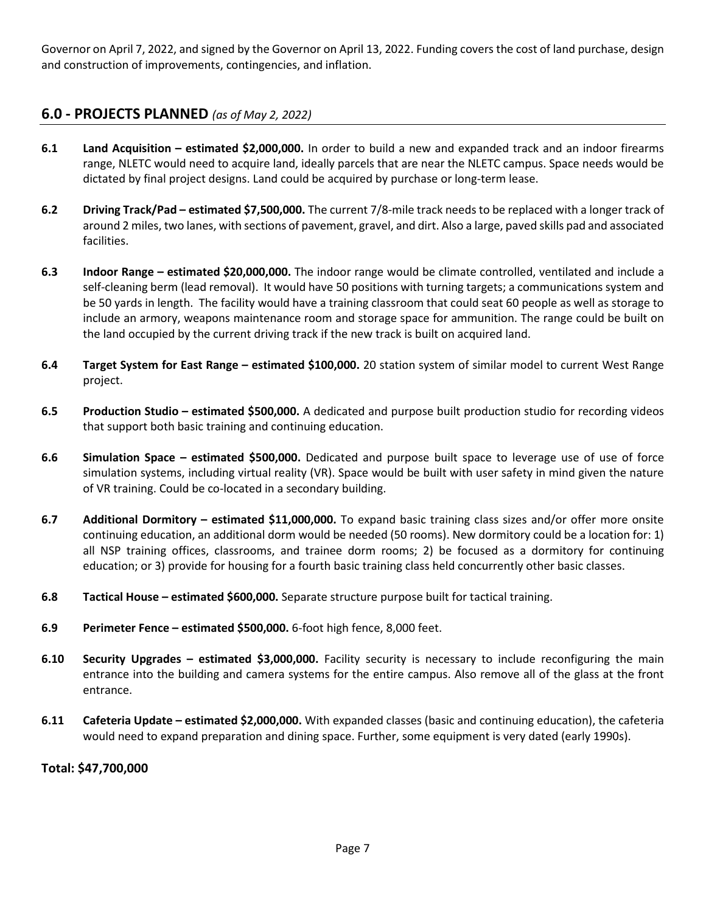Governor on April 7, 2022, and signed by the Governor on April 13, 2022. Funding covers the cost of land purchase, design and construction of improvements, contingencies, and inflation.

## 6.0 - PROJECTS PLANNED *(as of May 2, 2022)*

**6.1 Land Acquisition – estimated $2,000,000.** In order to build a new and expanded track and an indoor firearms range, NLETC would need to acquire land, ideally parcels that are near the NLETC campus. Space needs would be dictated by final project designs. Land could be acquired by purchase or long-term lease.

**6.2 Driving Track/Pad – estimated $7,500,000.** The current 7/8-mile track needs to be replaced with a longer track of around 2 miles, two lanes, with sections of pavement, gravel, and dirt. Also a large, paved skills pad and associated facilities.

**6.3 Indoor Range – estimated $20,000,000.** The indoor range would be climate controlled, ventilated and include a self-cleaning berm (lead removal). It would have 50 positions with turning targets; a communications system and be 50 yards in length. The facility would have a training classroom that could seat 60 people as well as storage to include an armory, weapons maintenance room and storage space for ammunition. The range could be built on the land occupied by the current driving track if the new track is built on acquired land.

**6.4 Target System for East Range – estimated $100,000.** 20 station system of similar model to current West Range project.

**6.5 Production Studio – estimated $500,000.** A dedicated and purpose built production studio for recording videos that support both basic training and continuing education.

**6.6 Simulation Space – estimated $500,000.** Dedicated and purpose built space to leverage use of use of force simulation systems, including virtual reality (VR). Space would be built with user safety in mind given the nature of VR training. Could be co-located in a secondary building.

**6.7 Additional Dormitory – estimated $11,000,000.** To expand basic training class sizes and/or offer more onsite continuing education, an additional dorm would be needed (50 rooms). New dormitory could be a location for: 1) all NSP training offices, classrooms, and trainee dorm rooms; 2) be focused as a dormitory for continuing education; or 3) provide for housing for a fourth basic training class held concurrently other basic classes.

**6.8 Tactical House – estimated $600,000.** Separate structure purpose built for tactical training.

**6.9 Perimeter Fence – estimated $500,000.** 6-foot high fence, 8,000 feet.

**6.10 Security Upgrades – estimated $3,000,000.** Facility security is necessary to include reconfiguring the main entrance into the building and camera systems for the entire campus. Also remove all of the glass at the front entrance.

**6.11 Cafeteria Update – estimated $2,000,000.** With expanded classes (basic and continuing education), the cafeteria would need to expand preparation and dining space. Further, some equipment is very dated (early 1990s).

**Total: $47,700,000**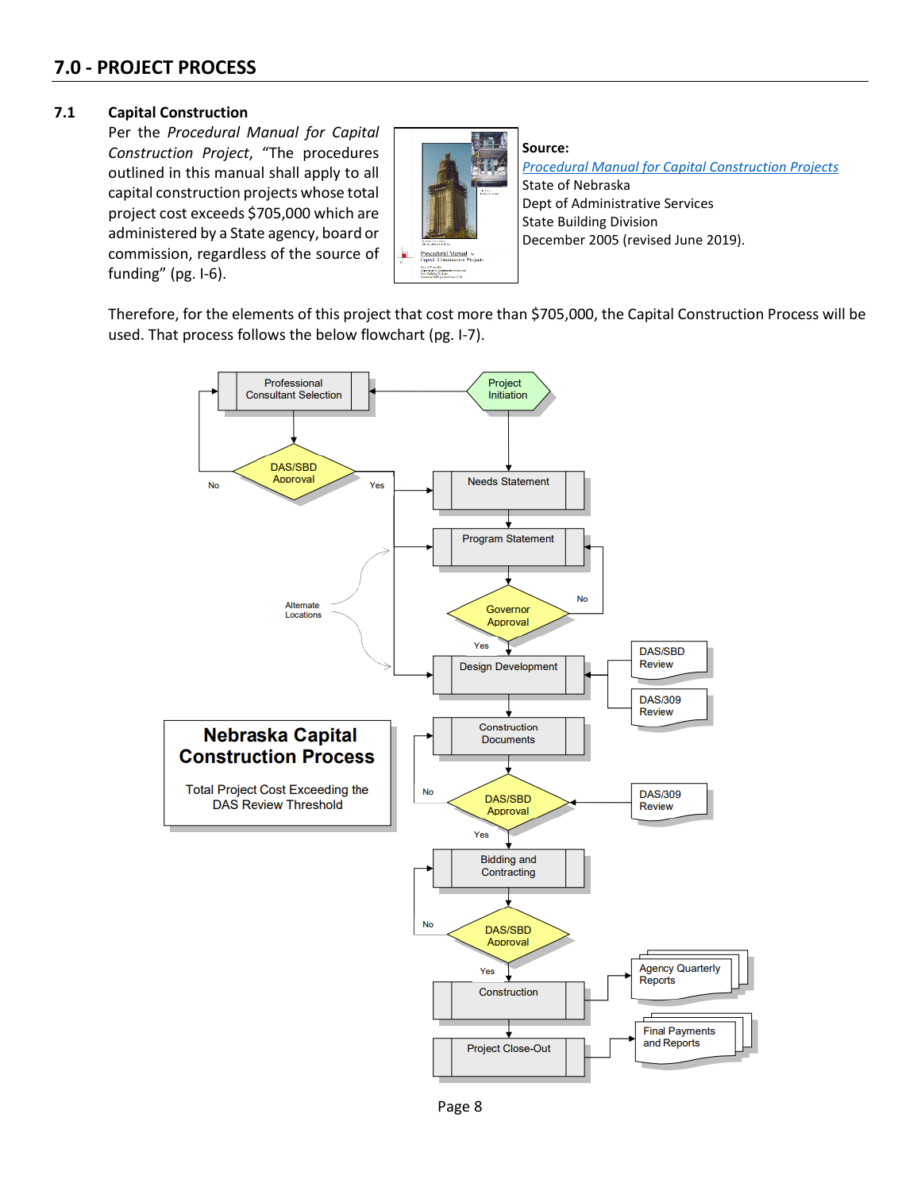## 7.0 - PROJECT PROCESS

### 7.1 Capital Construction

Per the *Procedural Manual for Capital Construction Project*, "The procedures outlined in this manual shall apply to all capital construction projects whose total project cost exceeds $705,000 which are administered by a State agency, board or commission, regardless of the source of funding" (pg. I-6).

**Source:**
Procedural Manual for Capital Construction Projects
State of Nebraska
Dept of Administrative Services
State Building Division
December 2005 (revised June 2019).

Therefore, for the elements of this project that cost more than $705,000, the Capital Construction Process will be used. That process follows the below flowchart (pg. I-7).

**Nebraska Capital Construction Process**

Total Project Cost Exceeding the DAS Review Threshold

- Project Initiation → Professional Consultant Selection → DAS/SBD Approval (No: return to Professional Consultant Selection; Yes: Needs Statement / Program Statement / Design Development)
- Project Initiation → Needs Statement
- Needs Statement → Program Statement
- Program Statement → Governor Approval (No: return to Program Statement; Yes: Design Development)
- Alternate Locations (Program Statement / Design Development)
- Design Development (DAS/SBD Review; DAS/309 Review) → Construction Documents
- Construction Documents → DAS/SBD Approval (DAS/309 Review) (No: return to Construction Documents; Yes: Bidding and Contracting)
- Bidding and Contracting → DAS/SBD Approval (No: return to Bidding and Contracting; Yes: Construction)
- Construction (Agency Quarterly Reports) → Project Close-Out (Final Payments and Reports)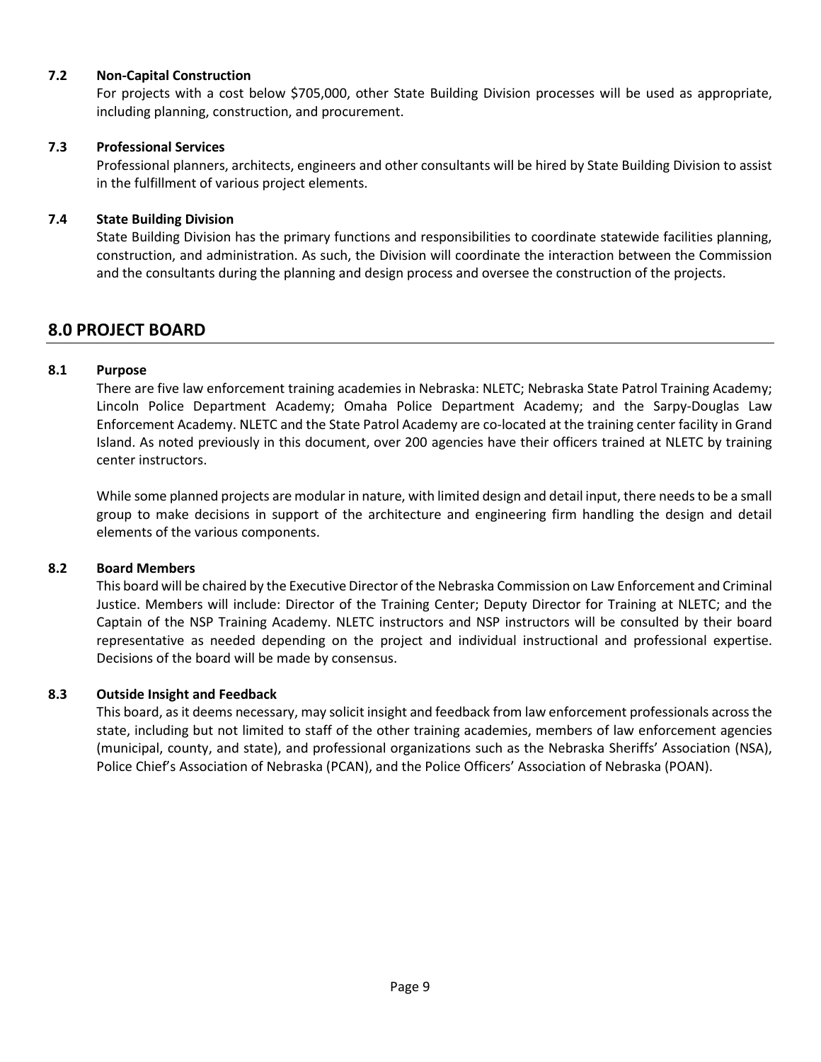### 7.2 Non-Capital Construction

For projects with a cost below $705,000, other State Building Division processes will be used as appropriate, including planning, construction, and procurement.

### 7.3 Professional Services

Professional planners, architects, engineers and other consultants will be hired by State Building Division to assist in the fulfillment of various project elements.

### 7.4 State Building Division

State Building Division has the primary functions and responsibilities to coordinate statewide facilities planning, construction, and administration. As such, the Division will coordinate the interaction between the Commission and the consultants during the planning and design process and oversee the construction of the projects.

## 8.0 PROJECT BOARD

### 8.1 Purpose

There are five law enforcement training academies in Nebraska: NLETC; Nebraska State Patrol Training Academy; Lincoln Police Department Academy; Omaha Police Department Academy; and the Sarpy-Douglas Law Enforcement Academy. NLETC and the State Patrol Academy are co-located at the training center facility in Grand Island. As noted previously in this document, over 200 agencies have their officers trained at NLETC by training center instructors.

While some planned projects are modular in nature, with limited design and detail input, there needs to be a small group to make decisions in support of the architecture and engineering firm handling the design and detail elements of the various components.

### 8.2 Board Members

This board will be chaired by the Executive Director of the Nebraska Commission on Law Enforcement and Criminal Justice. Members will include: Director of the Training Center; Deputy Director for Training at NLETC; and the Captain of the NSP Training Academy. NLETC instructors and NSP instructors will be consulted by their board representative as needed depending on the project and individual instructional and professional expertise. Decisions of the board will be made by consensus.

### 8.3 Outside Insight and Feedback

This board, as it deems necessary, may solicit insight and feedback from law enforcement professionals across the state, including but not limited to staff of the other training academies, members of law enforcement agencies (municipal, county, and state), and professional organizations such as the Nebraska Sheriffs' Association (NSA), Police Chief's Association of Nebraska (PCAN), and the Police Officers' Association of Nebraska (POAN).